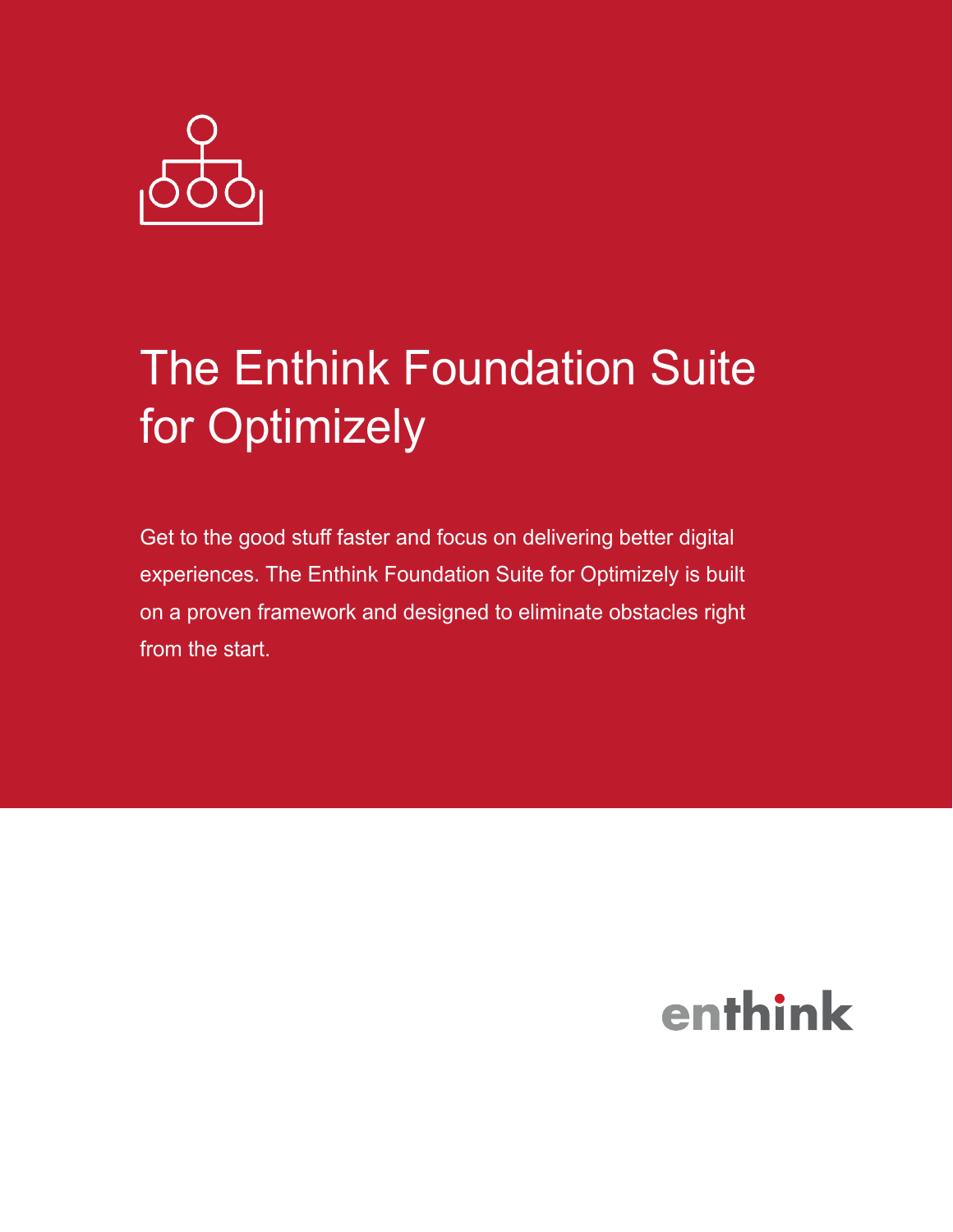# The Enthink Foundation Suite for Optimizely

Get to the good stuff faster and focus on delivering better digital experiences. The Enthink Foundation Suite for Optimizely is built on a proven framework and designed to eliminate obstacles right from the start.

enthink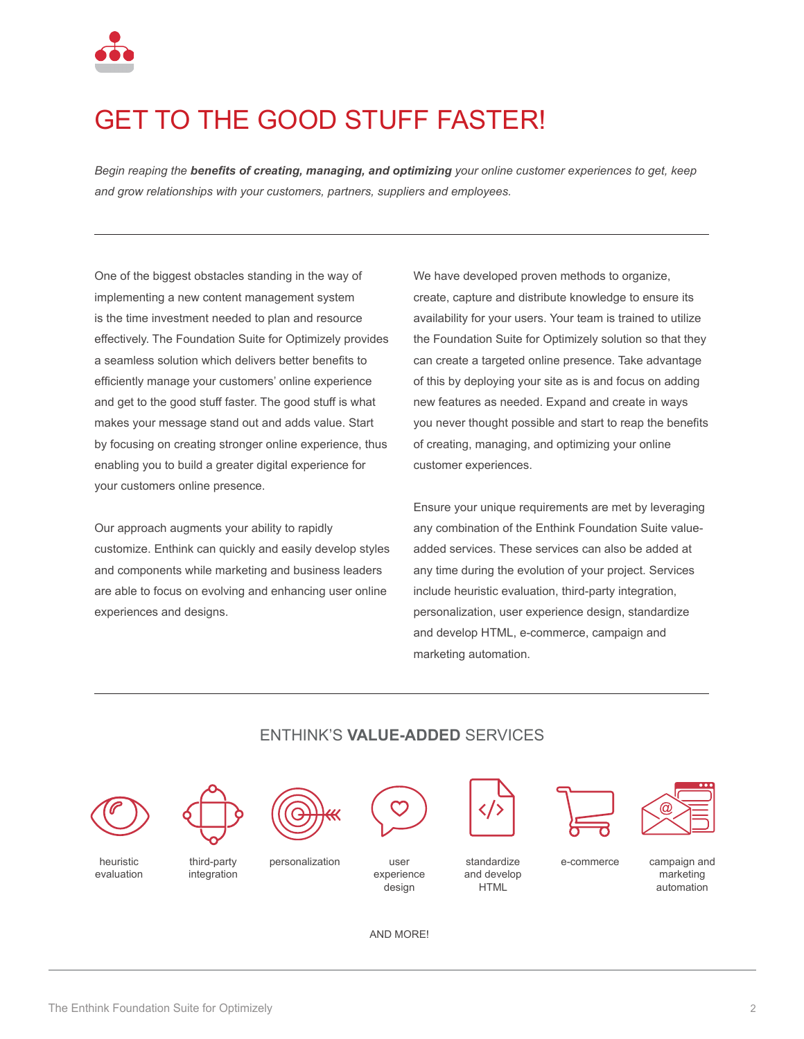# GET TO THE GOOD STUFF FASTER!

*Begin reaping the **benefits of creating, managing, and optimizing** your online customer experiences to get, keep and grow relationships with your customers, partners, suppliers and employees.*

---

One of the biggest obstacles standing in the way of implementing a new content management system is the time investment needed to plan and resource effectively. The Foundation Suite for Optimizely provides a seamless solution which delivers better benefits to efficiently manage your customers' online experience and get to the good stuff faster. The good stuff is what makes your message stand out and adds value. Start by focusing on creating stronger online experience, thus enabling you to build a greater digital experience for your customers online presence.

Our approach augments your ability to rapidly customize. Enthink can quickly and easily develop styles and components while marketing and business leaders are able to focus on evolving and enhancing user online experiences and designs.

We have developed proven methods to organize, create, capture and distribute knowledge to ensure its availability for your users. Your team is trained to utilize the Foundation Suite for Optimizely solution so that they can create a targeted online presence. Take advantage of this by deploying your site as is and focus on adding new features as needed. Expand and create in ways you never thought possible and start to reap the benefits of creating, managing, and optimizing your online customer experiences.

Ensure your unique requirements are met by leveraging any combination of the Enthink Foundation Suite value-added services. These services can also be added at any time during the evolution of your project. Services include heuristic evaluation, third-party integration, personalization, user experience design, standardize and develop HTML, e-commerce, campaign and marketing automation.

---

## ENTHINK'S **VALUE-ADDED** SERVICES

- heuristic evaluation
- third-party integration
- personalization
- user experience design
- standardize and develop HTML
- e-commerce
- campaign and marketing automation

AND MORE!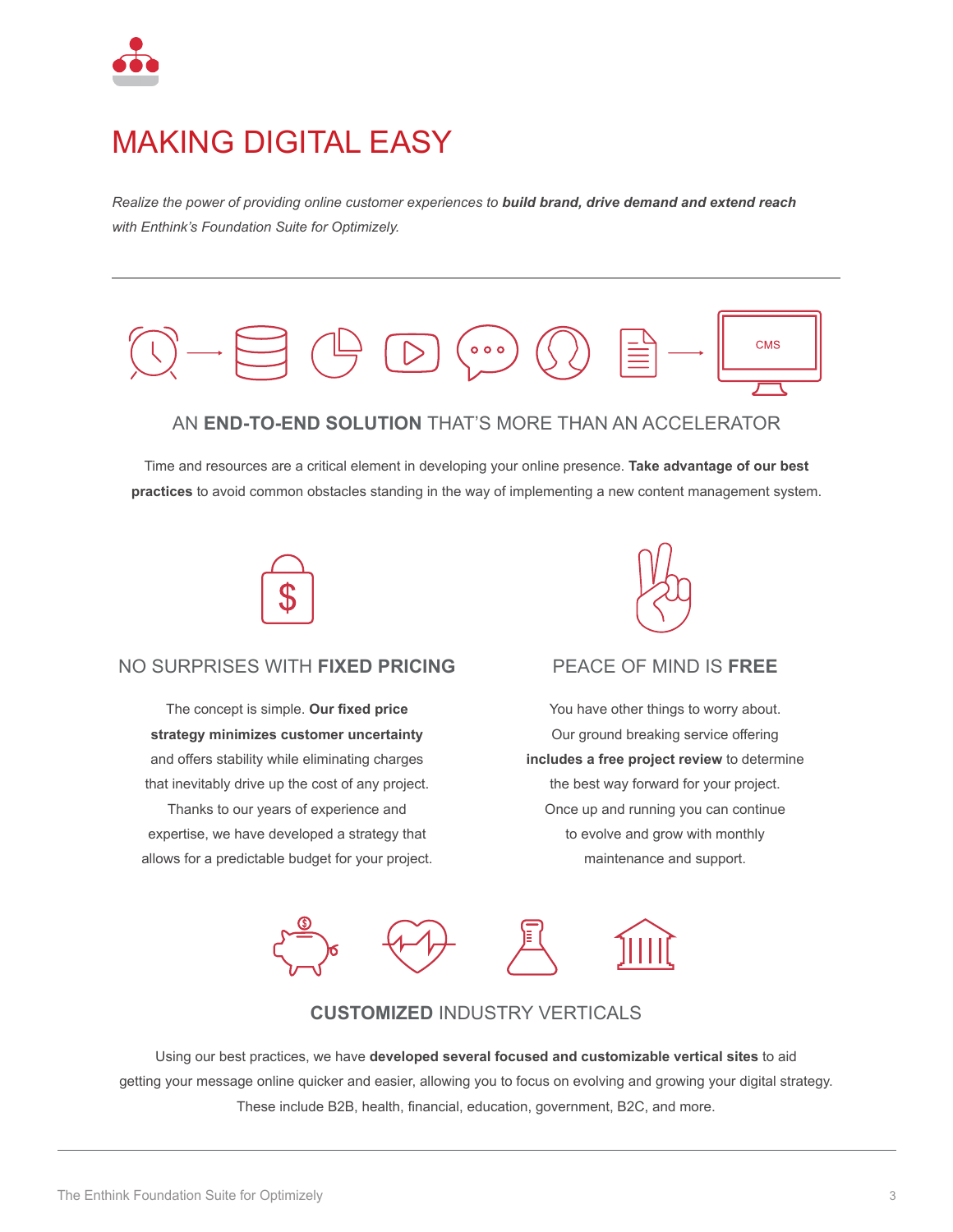# MAKING DIGITAL EASY

*Realize the power of providing online customer experiences to **build brand, drive demand and extend reach** with Enthink's Foundation Suite for Optimizely.*

---

CMS

## AN **END-TO-END SOLUTION** THAT'S MORE THAN AN ACCELERATOR

Time and resources are a critical element in developing your online presence. **Take advantage of our best practices** to avoid common obstacles standing in the way of implementing a new content management system.

## NO SURPRISES WITH **FIXED PRICING**

The concept is simple. **Our fixed price strategy minimizes customer uncertainty** and offers stability while eliminating charges that inevitably drive up the cost of any project. Thanks to our years of experience and expertise, we have developed a strategy that allows for a predictable budget for your project.

## PEACE OF MIND IS **FREE**

You have other things to worry about. Our ground breaking service offering **includes a free project review** to determine the best way forward for your project. Once up and running you can continue to evolve and grow with monthly maintenance and support.

## **CUSTOMIZED** INDUSTRY VERTICALS

Using our best practices, we have **developed several focused and customizable vertical sites** to aid getting your message online quicker and easier, allowing you to focus on evolving and growing your digital strategy. These include B2B, health, financial, education, government, B2C, and more.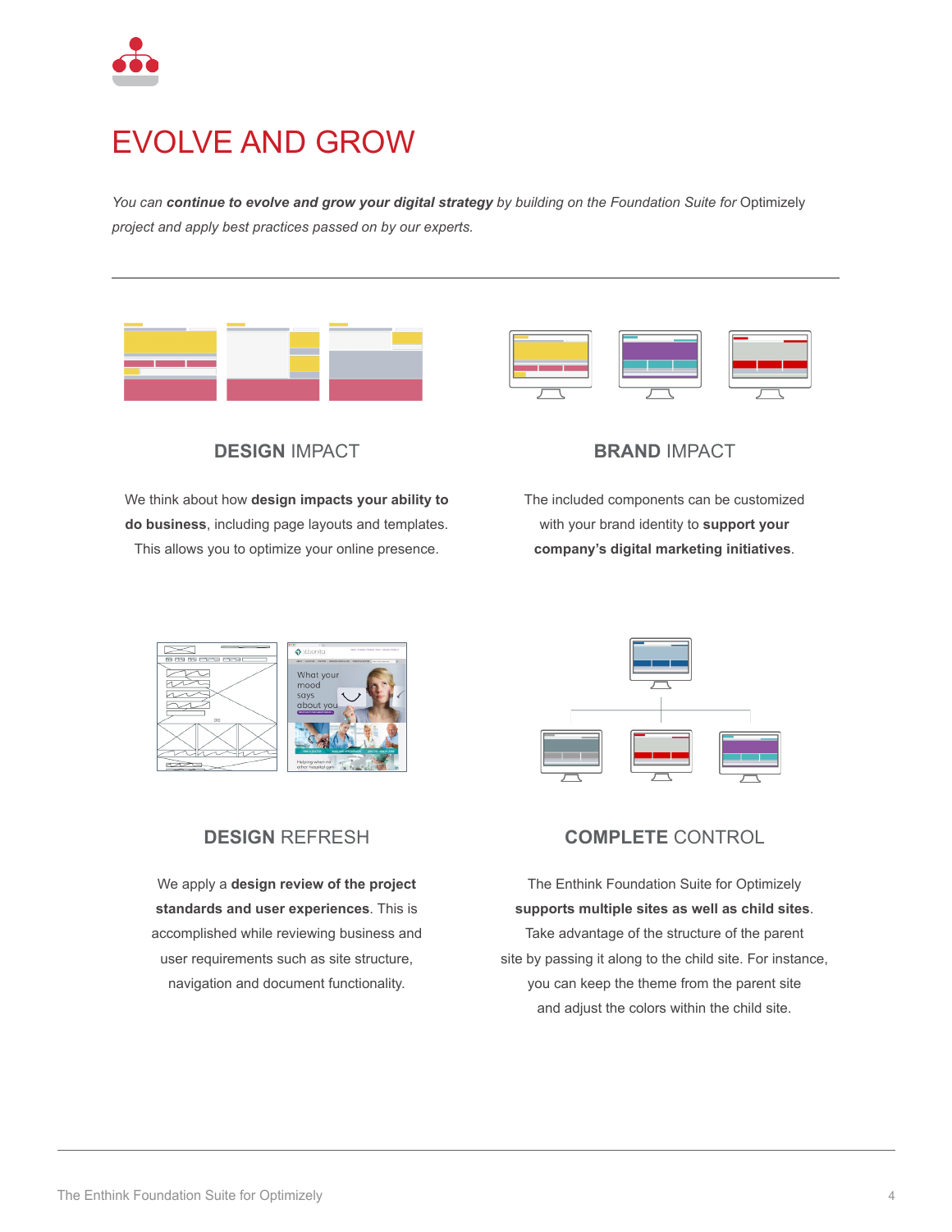# EVOLVE AND GROW

*You can **continue to evolve and grow your digital strategy** by building on the Foundation Suite for* Optimizely *project and apply best practices passed on by our experts.*

---

## **DESIGN** IMPACT

We think about how **design impacts your ability to do business**, including page layouts and templates. This allows you to optimize your online presence.

## **BRAND** IMPACT

The included components can be customized with your brand identity to **support your company's digital marketing initiatives**.

## **DESIGN** REFRESH

We apply a **design review of the project standards and user experiences**. This is accomplished while reviewing business and user requirements such as site structure, navigation and document functionality.

## **COMPLETE** CONTROL

The Enthink Foundation Suite for Optimizely **supports multiple sites as well as child sites**. Take advantage of the structure of the parent site by passing it along to the child site. For instance, you can keep the theme from the parent site and adjust the colors within the child site.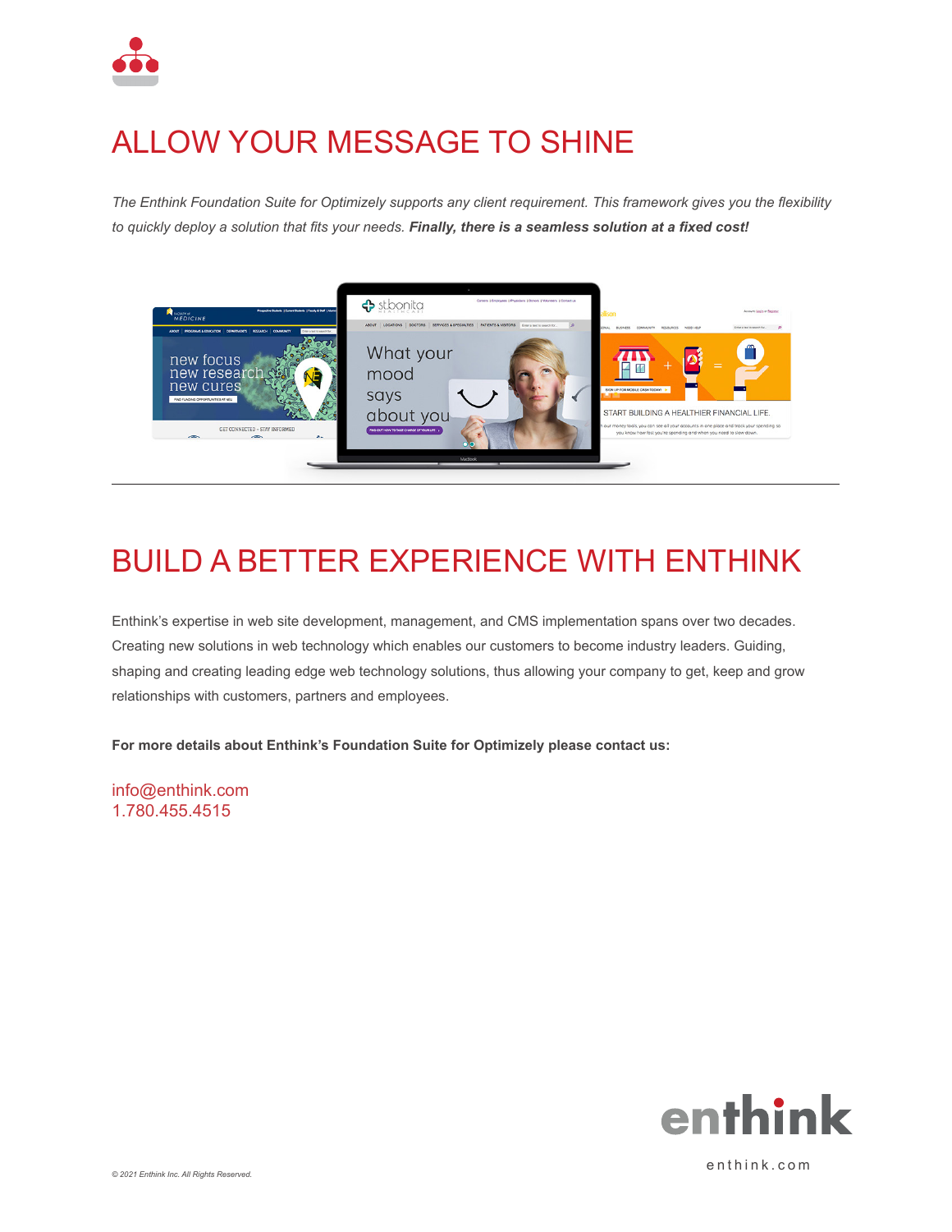# ALLOW YOUR MESSAGE TO SHINE

*The Enthink Foundation Suite for Optimizely supports any client requirement. This framework gives you the flexibility to quickly deploy a solution that fits your needs.* ***Finally, there is a seamless solution at a fixed cost!***

---

# BUILD A BETTER EXPERIENCE WITH ENTHINK

Enthink's expertise in web site development, management, and CMS implementation spans over two decades. Creating new solutions in web technology which enables our customers to become industry leaders. Guiding, shaping and creating leading edge web technology solutions, thus allowing your company to get, keep and grow relationships with customers, partners and employees.

**For more details about Enthink's Foundation Suite for Optimizely please contact us:**

info@enthink.com
1.780.455.4515

enthink

enthink.com

*© 2021 Enthink Inc. All Rights Reserved.*